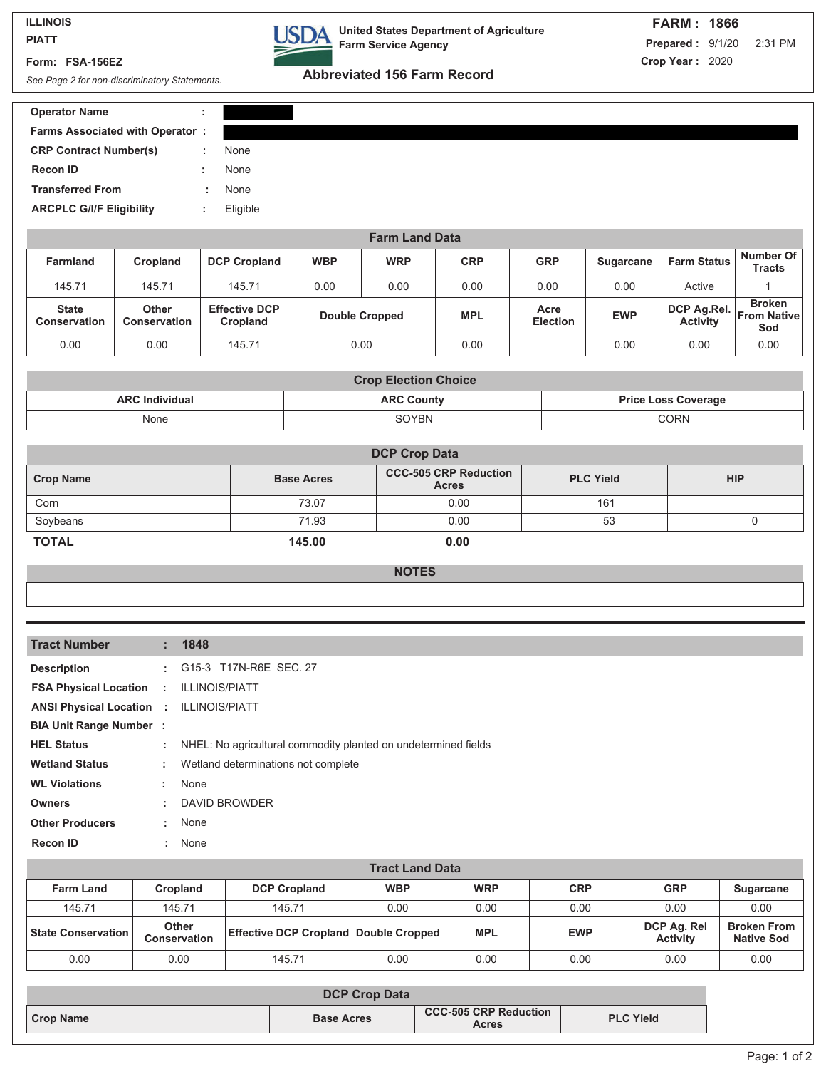**ILLINOIS**
**PIATT**

**Form: FSA-156EZ**

*See Page 2 for non-discriminatory Statements.*

**United States Department of Agriculture**
**Farm Service Agency**

## Abbreviated 156 Farm Record

**FARM : 1866**
**Prepared :** 9/1/20 2:31 PM
**Crop Year :** 2020

**Operator Name** :
**Farms Associated with Operator** :
**CRP Contract Number(s)** : None
**Recon ID** : None
**Transferred From** : None
**ARCPLC G/I/F Eligibility** : Eligible

### Farm Land Data

| Farmland | Cropland | DCP Cropland | WBP | WRP | CRP | GRP | Sugarcane | Farm Status | Number Of Tracts |
|---|---|---|---|---|---|---|---|---|---|
| 145.71 | 145.71 | 145.71 | 0.00 | 0.00 | 0.00 | 0.00 | 0.00 | Active | 1 |
| **State Conservation** | **Other Conservation** | **Effective DCP Cropland** | **Double Cropped** | | **MPL** | **Acre Election** | **EWP** | **DCP Ag.Rel. Activity** | **Broken From Native Sod** |
| 0.00 | 0.00 | 145.71 | 0.00 | | 0.00 | | 0.00 | 0.00 | 0.00 |

### Crop Election Choice

| ARC Individual | ARC County | Price Loss Coverage |
|---|---|---|
| None | SOYBN | CORN |

### DCP Crop Data

| Crop Name | Base Acres | CCC-505 CRP Reduction Acres | PLC Yield | HIP |
|---|---|---|---|---|
| Corn | 73.07 | 0.00 | 161 | |
| Soybeans | 71.93 | 0.00 | 53 | 0 |
| **TOTAL** | **145.00** | **0.00** | | |

### NOTES

---

**Tract Number** : **1848**

**Description** : G15-3 T17N-R6E SEC. 27
**FSA Physical Location** : ILLINOIS/PIATT
**ANSI Physical Location** : ILLINOIS/PIATT
**BIA Unit Range Number** :
**HEL Status** : NHEL: No agricultural commodity planted on undetermined fields
**Wetland Status** : Wetland determinations not complete
**WL Violations** : None
**Owners** : DAVID BROWDER
**Other Producers** : None
**Recon ID** : None

### Tract Land Data

| Farm Land | Cropland | DCP Cropland | WBP | WRP | CRP | GRP | Sugarcane |
|---|---|---|---|---|---|---|---|
| 145.71 | 145.71 | 145.71 | 0.00 | 0.00 | 0.00 | 0.00 | 0.00 |
| **State Conservation** | **Other Conservation** | **Effective DCP Cropland** | **Double Cropped** | **MPL** | **EWP** | **DCP Ag. Rel Activity** | **Broken From Native Sod** |
| 0.00 | 0.00 | 145.71 | 0.00 | 0.00 | 0.00 | 0.00 | 0.00 |

### DCP Crop Data

| Crop Name | Base Acres | CCC-505 CRP Reduction Acres | PLC Yield |
|---|---|---|---|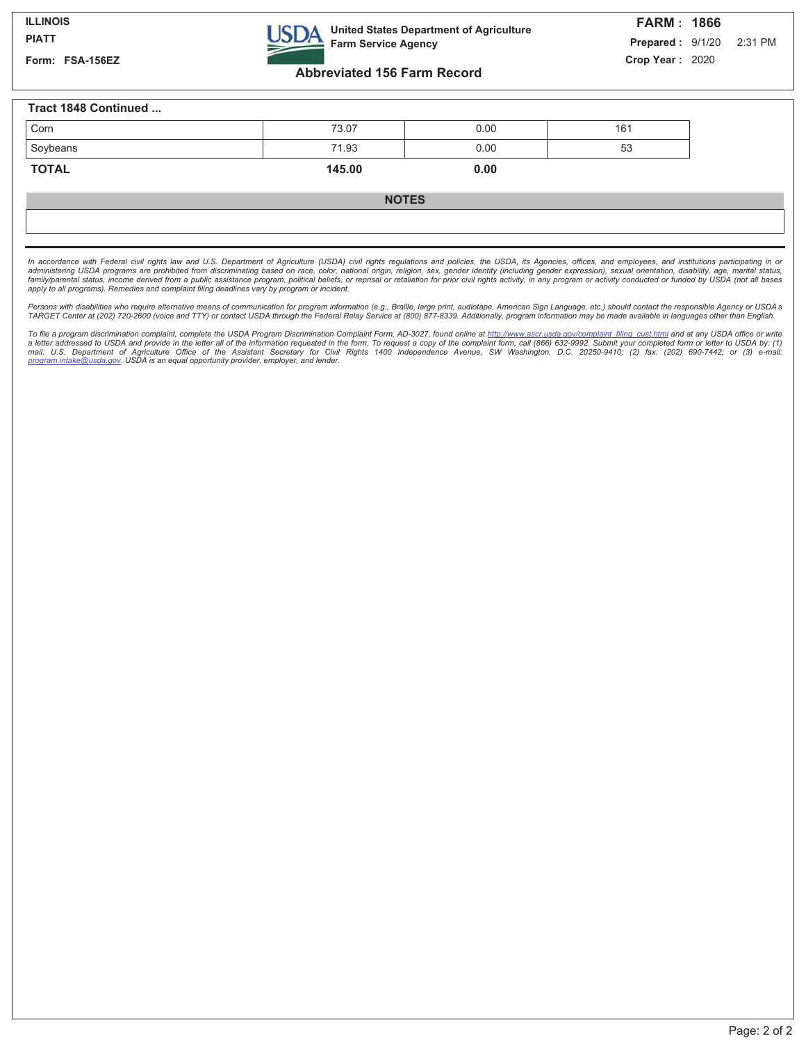ILLINOIS
PIATT
Form: FSA-156EZ

United States Department of Agriculture
Farm Service Agency

**Abbreviated 156 Farm Record**

**FARM : 1866**
**Prepared :** 9/1/20 2:31 PM
**Crop Year :** 2020

**Tract 1848 Continued ...**

| | | | |
|---|---|---|---|
| Corn | 73.07 | 0.00 | 161 |
| Soybeans | 71.93 | 0.00 | 53 |
| **TOTAL** | **145.00** | **0.00** | |

**NOTES**

*In accordance with Federal civil rights law and U.S. Department of Agriculture (USDA) civil rights regulations and policies, the USDA, its Agencies, offices, and employees, and institutions participating in or administering USDA programs are prohibited from discriminating based on race, color, national origin, religion, sex, gender identity (including gender expression), sexual orientation, disability, age, marital status, family/parental status, income derived from a public assistance program, political beliefs, or reprisal or retaliation for prior civil rights activity, in any program or activity conducted or funded by USDA (not all bases apply to all programs). Remedies and complaint filing deadlines vary by program or incident.*

*Persons with disabilities who require alternative means of communication for program information (e.g., Braille, large print, audiotape, American Sign Language, etc.) should contact the responsible Agency or USDA s TARGET Center at (202) 720-2600 (voice and TTY) or contact USDA through the Federal Relay Service at (800) 877-8339. Additionally, program information may be made available in languages other than English.*

*To file a program discrimination complaint, complete the USDA Program Discrimination Complaint Form, AD-3027, found online at http://www.ascr.usda.gov/complaint_filing_cust.html and at any USDA office or write a letter addressed to USDA and provide in the letter all of the information requested in the form. To request a copy of the complaint form, call (866) 632-9992. Submit your completed form or letter to USDA by: (1) mail: U.S. Department of Agriculture Office of the Assistant Secretary for Civil Rights 1400 Independence Avenue, SW Washington, D.C. 20250-9410; (2) fax: (202) 690-7442; or (3) e-mail: program.intake@usda.gov. USDA is an equal opportunity provider, employer, and lender.*